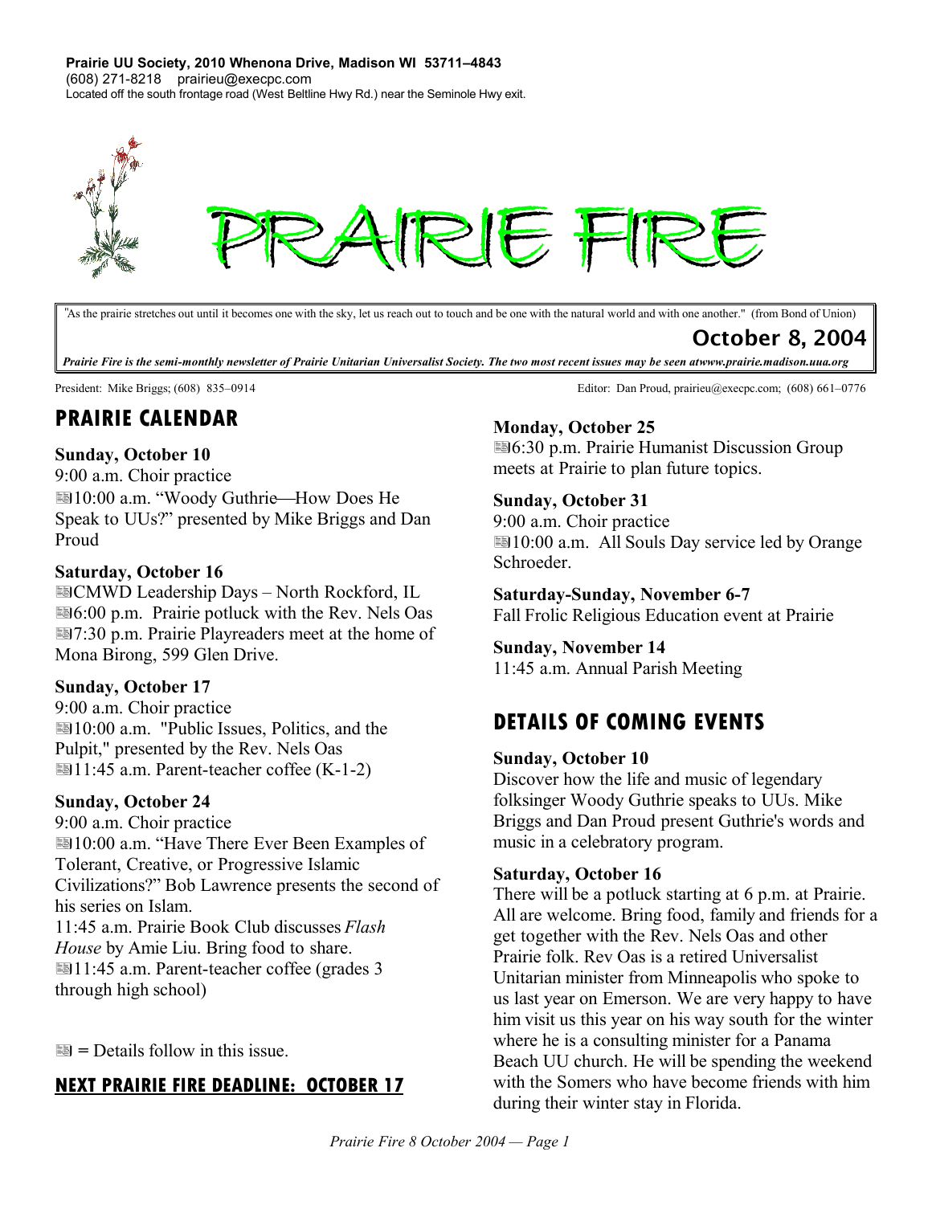**Prairie UU Society, 2010 Whenona Drive, Madison WI 53711–4843**
(608) 271-8218 prairieu@execpc.com
Located off the south frontage road (West Beltline Hwy Rd.) near the Seminole Hwy exit.

# PRAIRIE FIRE

"As the prairie stretches out until it becomes one with the sky, let us reach out to touch and be one with the natural world and with one another." (from Bond of Union)

**October 8, 2004**

***Prairie Fire is the semi-monthly newsletter of Prairie Unitarian Universalist Society. The two most recent issues may be seen atwww.prairie.madison.uua.org***

President: Mike Briggs; (608) 835–0914

Editor: Dan Proud, prairieu@execpc.com; (608) 661–0776

## PRAIRIE CALENDAR

**Sunday, October 10**
9:00 a.m. Choir practice
📰10:00 a.m. "Woody Guthrie—How Does He Speak to UUs?" presented by Mike Briggs and Dan Proud

**Saturday, October 16**
📰CMWD Leadership Days – North Rockford, IL
📰6:00 p.m. Prairie potluck with the Rev. Nels Oas
📰7:30 p.m. Prairie Playreaders meet at the home of Mona Birong, 599 Glen Drive.

**Sunday, October 17**
9:00 a.m. Choir practice
📰10:00 a.m. "Public Issues, Politics, and the Pulpit," presented by the Rev. Nels Oas
📰11:45 a.m. Parent-teacher coffee (K-1-2)

**Sunday, October 24**
9:00 a.m. Choir practice
📰10:00 a.m. "Have There Ever Been Examples of Tolerant, Creative, or Progressive Islamic Civilizations?" Bob Lawrence presents the second of his series on Islam.
11:45 a.m. Prairie Book Club discusses *Flash House* by Amie Liu. Bring food to share.
📰11:45 a.m. Parent-teacher coffee (grades 3 through high school)

📰 = Details follow in this issue.

## NEXT PRAIRIE FIRE DEADLINE: OCTOBER 17

**Monday, October 25**
📰6:30 p.m. Prairie Humanist Discussion Group meets at Prairie to plan future topics.

**Sunday, October 31**
9:00 a.m. Choir practice
📰10:00 a.m. All Souls Day service led by Orange Schroeder.

**Saturday-Sunday, November 6-7**
Fall Frolic Religious Education event at Prairie

**Sunday, November 14**
11:45 a.m. Annual Parish Meeting

## DETAILS OF COMING EVENTS

**Sunday, October 10**
Discover how the life and music of legendary folksinger Woody Guthrie speaks to UUs. Mike Briggs and Dan Proud present Guthrie's words and music in a celebratory program.

**Saturday, October 16**
There will be a potluck starting at 6 p.m. at Prairie. All are welcome. Bring food, family and friends for a get together with the Rev. Nels Oas and other Prairie folk. Rev Oas is a retired Universalist Unitarian minister from Minneapolis who spoke to us last year on Emerson. We are very happy to have him visit us this year on his way south for the winter where he is a consulting minister for a Panama Beach UU church. He will be spending the weekend with the Somers who have become friends with him during their winter stay in Florida.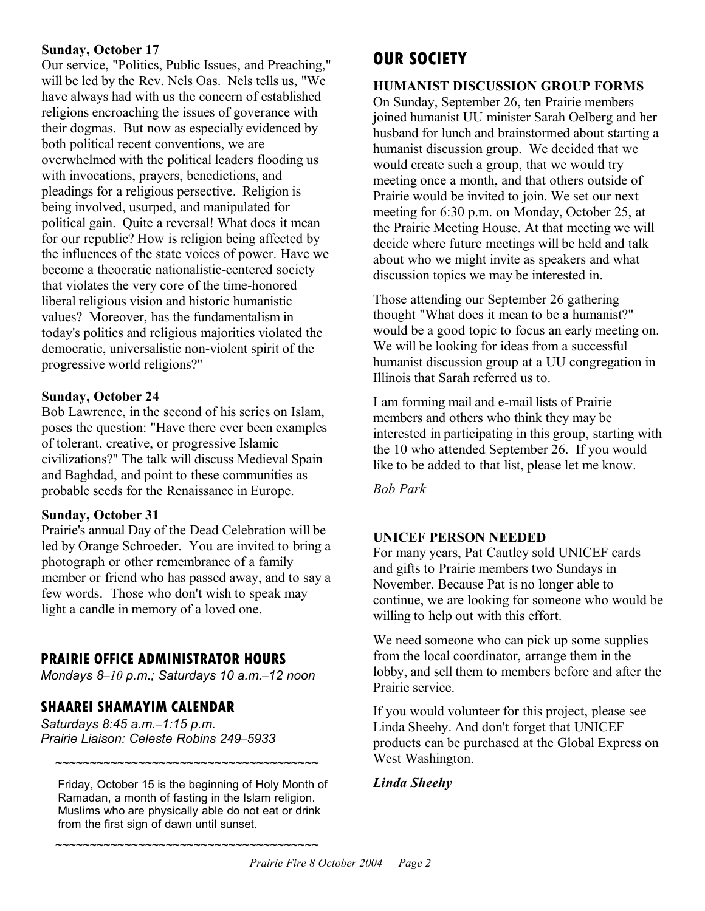**Sunday, October 17**

Our service, "Politics, Public Issues, and Preaching," will be led by the Rev. Nels Oas. Nels tells us, "We have always had with us the concern of established religions encroaching the issues of goverance with their dogmas. But now as especially evidenced by both political recent conventions, we are overwhelmed with the political leaders flooding us with invocations, prayers, benedictions, and pleadings for a religious persective. Religion is being involved, usurped, and manipulated for political gain. Quite a reversal! What does it mean for our republic? How is religion being affected by the influences of the state voices of power. Have we become a theocratic nationalistic-centered society that violates the very core of the time-honored liberal religious vision and historic humanistic values? Moreover, has the fundamentalism in today's politics and religious majorities violated the democratic, universalistic non-violent spirit of the progressive world religions?"

**Sunday, October 24**

Bob Lawrence, in the second of his series on Islam, poses the question: "Have there ever been examples of tolerant, creative, or progressive Islamic civilizations?" The talk will discuss Medieval Spain and Baghdad, and point to these communities as probable seeds for the Renaissance in Europe.

**Sunday, October 31**

Prairie's annual Day of the Dead Celebration will be led by Orange Schroeder. You are invited to bring a photograph or other remembrance of a family member or friend who has passed away, and to say a few words. Those who don't wish to speak may light a candle in memory of a loved one.

## PRAIRIE OFFICE ADMINISTRATOR HOURS

*Mondays 8–10 p.m.; Saturdays 10 a.m.–12 noon*

## SHAAREI SHAMAYIM CALENDAR

*Saturdays 8:45 a.m.–1:15 p.m.*
*Prairie Liaison: Celeste Robins 249–5933*

~~~~~~~~~~~~~~~~~~~~~~~~~~~~~~~~~~~~~~~~

Friday, October 15 is the beginning of Holy Month of Ramadan, a month of fasting in the Islam religion. Muslims who are physically able do not eat or drink from the first sign of dawn until sunset.

~~~~~~~~~~~~~~~~~~~~~~~~~~~~~~~~~~~~~~~~

# OUR SOCIETY

### HUMANIST DISCUSSION GROUP FORMS

On Sunday, September 26, ten Prairie members joined humanist UU minister Sarah Oelberg and her husband for lunch and brainstormed about starting a humanist discussion group. We decided that we would create such a group, that we would try meeting once a month, and that others outside of Prairie would be invited to join. We set our next meeting for 6:30 p.m. on Monday, October 25, at the Prairie Meeting House. At that meeting we will decide where future meetings will be held and talk about who we might invite as speakers and what discussion topics we may be interested in.

Those attending our September 26 gathering thought "What does it mean to be a humanist?" would be a good topic to focus an early meeting on. We will be looking for ideas from a successful humanist discussion group at a UU congregation in Illinois that Sarah referred us to.

I am forming mail and e-mail lists of Prairie members and others who think they may be interested in participating in this group, starting with the 10 who attended September 26. If you would like to be added to that list, please let me know.

*Bob Park*

### UNICEF PERSON NEEDED

For many years, Pat Cautley sold UNICEF cards and gifts to Prairie members two Sundays in November. Because Pat is no longer able to continue, we are looking for someone who would be willing to help out with this effort.

We need someone who can pick up some supplies from the local coordinator, arrange them in the lobby, and sell them to members before and after the Prairie service.

If you would volunteer for this project, please see Linda Sheehy. And don't forget that UNICEF products can be purchased at the Global Express on West Washington.

***Linda Sheehy***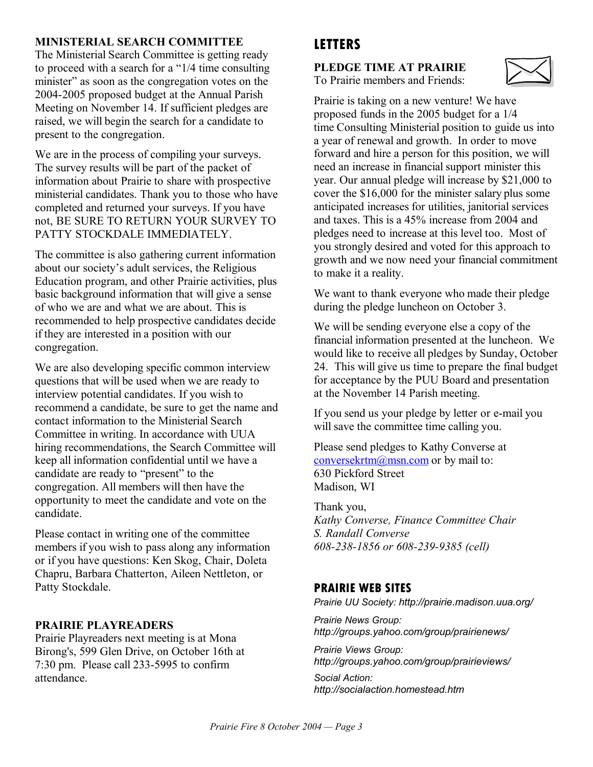## MINISTERIAL SEARCH COMMITTEE

The Ministerial Search Committee is getting ready to proceed with a search for a "1/4 time consulting minister" as soon as the congregation votes on the 2004-2005 proposed budget at the Annual Parish Meeting on November 14. If sufficient pledges are raised, we will begin the search for a candidate to present to the congregation.

We are in the process of compiling your surveys. The survey results will be part of the packet of information about Prairie to share with prospective ministerial candidates. Thank you to those who have completed and returned your surveys. If you have not, BE SURE TO RETURN YOUR SURVEY TO PATTY STOCKDALE IMMEDIATELY.

The committee is also gathering current information about our society's adult services, the Religious Education program, and other Prairie activities, plus basic background information that will give a sense of who we are and what we are about. This is recommended to help prospective candidates decide if they are interested in a position with our congregation.

We are also developing specific common interview questions that will be used when we are ready to interview potential candidates. If you wish to recommend a candidate, be sure to get the name and contact information to the Ministerial Search Committee in writing. In accordance with UUA hiring recommendations, the Search Committee will keep all information confidential until we have a candidate are ready to "present" to the congregation. All members will then have the opportunity to meet the candidate and vote on the candidate.

Please contact in writing one of the committee members if you wish to pass along any information or if you have questions: Ken Skog, Chair, Doleta Chapru, Barbara Chatterton, Aileen Nettleton, or Patty Stockdale.

## PRAIRIE PLAYREADERS

Prairie Playreaders next meeting is at Mona Birong's, 599 Glen Drive, on October 16th at 7:30 pm. Please call 233-5995 to confirm attendance.

# LETTERS

## PLEDGE TIME AT PRAIRIE

To Prairie members and Friends:

Prairie is taking on a new venture! We have proposed funds in the 2005 budget for a 1/4 time Consulting Ministerial position to guide us into a year of renewal and growth. In order to move forward and hire a person for this position, we will need an increase in financial support minister this year. Our annual pledge will increase by $21,000 to cover the $16,000 for the minister salary plus some anticipated increases for utilities, janitorial services and taxes. This is a 45% increase from 2004 and pledges need to increase at this level too. Most of you strongly desired and voted for this approach to growth and we now need your financial commitment to make it a reality.

We want to thank everyone who made their pledge during the pledge luncheon on October 3.

We will be sending everyone else a copy of the financial information presented at the luncheon. We would like to receive all pledges by Sunday, October 24. This will give us time to prepare the final budget for acceptance by the PUU Board and presentation at the November 14 Parish meeting.

If you send us your pledge by letter or e-mail you will save the committee time calling you.

Please send pledges to Kathy Converse at conversekrtm@msn.com or by mail to:
630 Pickford Street
Madison, WI

Thank you,
*Kathy Converse, Finance Committee Chair*
*S. Randall Converse*
*608-238-1856 or 608-239-9385 (cell)*

## PRAIRIE WEB SITES

*Prairie UU Society: http://prairie.madison.uua.org/*

*Prairie News Group:*
*http://groups.yahoo.com/group/prairienews/*

*Prairie Views Group:*
*http://groups.yahoo.com/group/prairieviews/*

*Social Action:*
*http://socialaction.homestead.htm*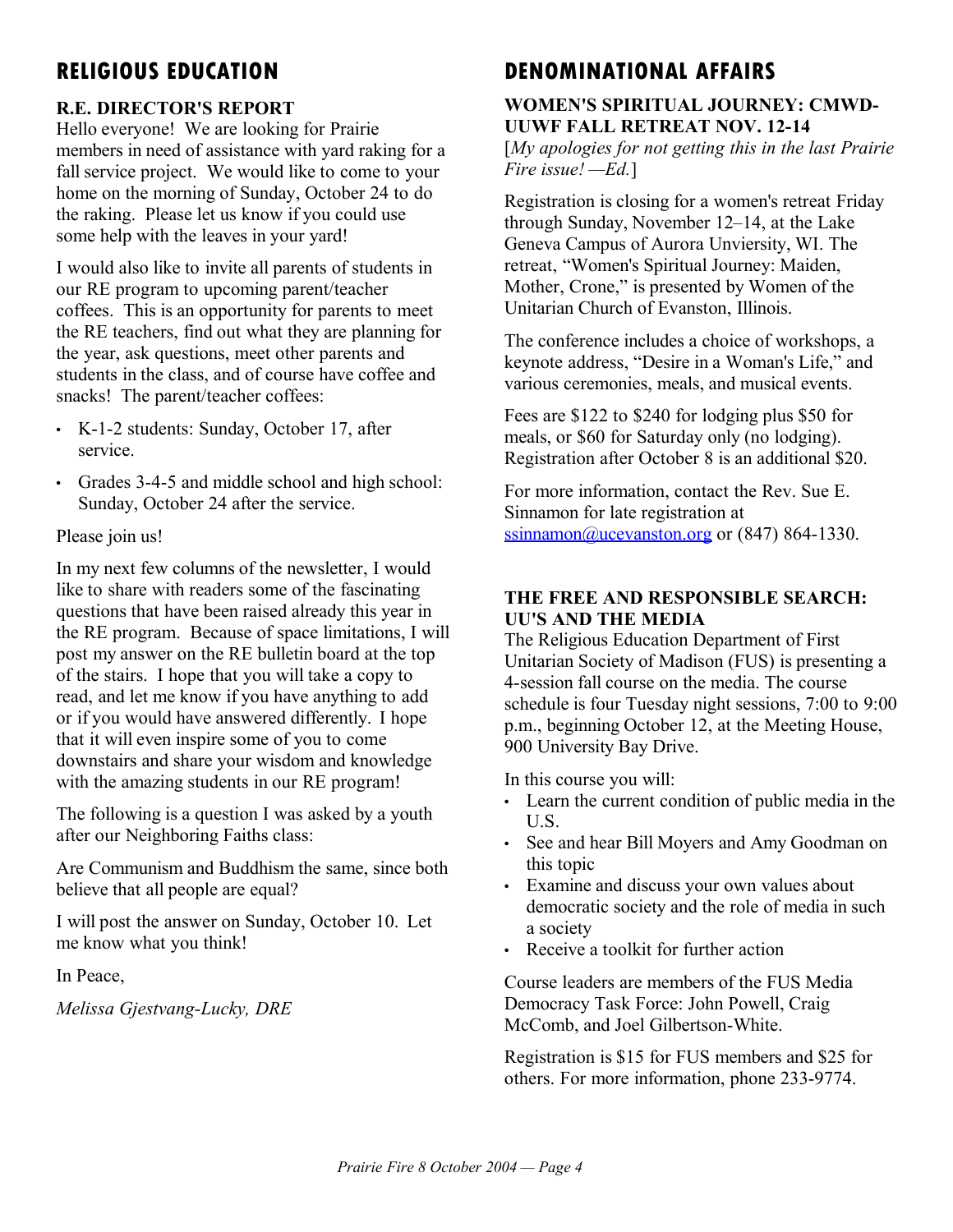## RELIGIOUS EDUCATION

### R.E. DIRECTOR'S REPORT

Hello everyone! We are looking for Prairie members in need of assistance with yard raking for a fall service project. We would like to come to your home on the morning of Sunday, October 24 to do the raking. Please let us know if you could use some help with the leaves in your yard!

I would also like to invite all parents of students in our RE program to upcoming parent/teacher coffees. This is an opportunity for parents to meet the RE teachers, find out what they are planning for the year, ask questions, meet other parents and students in the class, and of course have coffee and snacks! The parent/teacher coffees:

- K-1-2 students: Sunday, October 17, after service.
- Grades 3-4-5 and middle school and high school: Sunday, October 24 after the service.

Please join us!

In my next few columns of the newsletter, I would like to share with readers some of the fascinating questions that have been raised already this year in the RE program. Because of space limitations, I will post my answer on the RE bulletin board at the top of the stairs. I hope that you will take a copy to read, and let me know if you have anything to add or if you would have answered differently. I hope that it will even inspire some of you to come downstairs and share your wisdom and knowledge with the amazing students in our RE program!

The following is a question I was asked by a youth after our Neighboring Faiths class:

Are Communism and Buddhism the same, since both believe that all people are equal?

I will post the answer on Sunday, October 10. Let me know what you think!

In Peace,

*Melissa Gjestvang-Lucky, DRE*

## DENOMINATIONAL AFFAIRS

### WOMEN'S SPIRITUAL JOURNEY: CMWD-UUWF FALL RETREAT NOV. 12-14

[*My apologies for not getting this in the last Prairie Fire issue! —Ed.*]

Registration is closing for a women's retreat Friday through Sunday, November 12–14, at the Lake Geneva Campus of Aurora Unviersity, WI. The retreat, "Women's Spiritual Journey: Maiden, Mother, Crone," is presented by Women of the Unitarian Church of Evanston, Illinois.

The conference includes a choice of workshops, a keynote address, "Desire in a Woman's Life," and various ceremonies, meals, and musical events.

Fees are $122 to $240 for lodging plus $50 for meals, or $60 for Saturday only (no lodging). Registration after October 8 is an additional $20.

For more information, contact the Rev. Sue E. Sinnamon for late registration at ssinnamon@ucevanston.org or (847) 864-1330.

### THE FREE AND RESPONSIBLE SEARCH: UU'S AND THE MEDIA

The Religious Education Department of First Unitarian Society of Madison (FUS) is presenting a 4-session fall course on the media. The course schedule is four Tuesday night sessions, 7:00 to 9:00 p.m., beginning October 12, at the Meeting House, 900 University Bay Drive.

In this course you will:

- Learn the current condition of public media in the U.S.
- See and hear Bill Moyers and Amy Goodman on this topic
- Examine and discuss your own values about democratic society and the role of media in such a society
- Receive a toolkit for further action

Course leaders are members of the FUS Media Democracy Task Force: John Powell, Craig McComb, and Joel Gilbertson-White.

Registration is $15 for FUS members and $25 for others. For more information, phone 233-9774.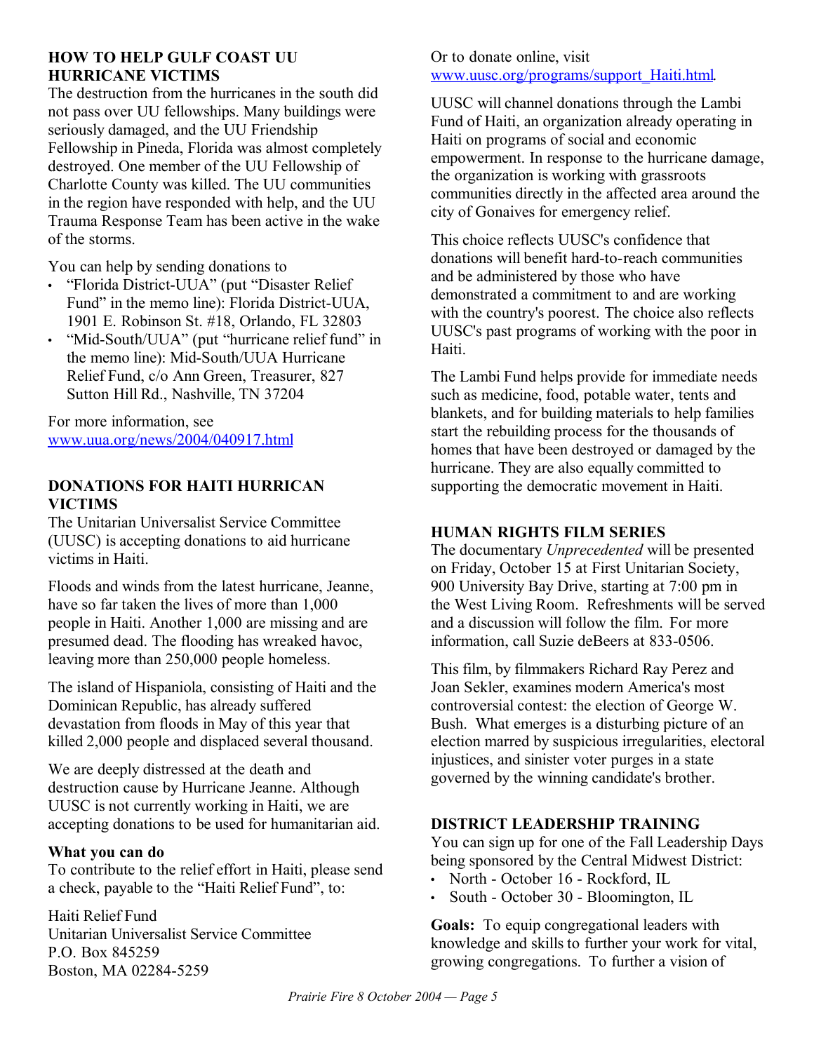## HOW TO HELP GULF COAST UU HURRICANE VICTIMS

The destruction from the hurricanes in the south did not pass over UU fellowships. Many buildings were seriously damaged, and the UU Friendship Fellowship in Pineda, Florida was almost completely destroyed. One member of the UU Fellowship of Charlotte County was killed. The UU communities in the region have responded with help, and the UU Trauma Response Team has been active in the wake of the storms.

You can help by sending donations to

- "Florida District-UUA" (put "Disaster Relief Fund" in the memo line): Florida District-UUA, 1901 E. Robinson St. #18, Orlando, FL 32803
- "Mid-South/UUA" (put "hurricane relief fund" in the memo line): Mid-South/UUA Hurricane Relief Fund, c/o Ann Green, Treasurer, 827 Sutton Hill Rd., Nashville, TN 37204

For more information, see www.uua.org/news/2004/040917.html

## DONATIONS FOR HAITI HURRICAN VICTIMS

The Unitarian Universalist Service Committee (UUSC) is accepting donations to aid hurricane victims in Haiti.

Floods and winds from the latest hurricane, Jeanne, have so far taken the lives of more than 1,000 people in Haiti. Another 1,000 are missing and are presumed dead. The flooding has wreaked havoc, leaving more than 250,000 people homeless.

The island of Hispaniola, consisting of Haiti and the Dominican Republic, has already suffered devastation from floods in May of this year that killed 2,000 people and displaced several thousand.

We are deeply distressed at the death and destruction cause by Hurricane Jeanne. Although UUSC is not currently working in Haiti, we are accepting donations to be used for humanitarian aid.

**What you can do**

To contribute to the relief effort in Haiti, please send a check, payable to the "Haiti Relief Fund", to:

Haiti Relief Fund
Unitarian Universalist Service Committee
P.O. Box 845259
Boston, MA 02284-5259

Or to donate online, visit www.uusc.org/programs/support_Haiti.html.

UUSC will channel donations through the Lambi Fund of Haiti, an organization already operating in Haiti on programs of social and economic empowerment. In response to the hurricane damage, the organization is working with grassroots communities directly in the affected area around the city of Gonaives for emergency relief.

This choice reflects UUSC's confidence that donations will benefit hard-to-reach communities and be administered by those who have demonstrated a commitment to and are working with the country's poorest. The choice also reflects UUSC's past programs of working with the poor in Haiti.

The Lambi Fund helps provide for immediate needs such as medicine, food, potable water, tents and blankets, and for building materials to help families start the rebuilding process for the thousands of homes that have been destroyed or damaged by the hurricane. They are also equally committed to supporting the democratic movement in Haiti.

## HUMAN RIGHTS FILM SERIES

The documentary *Unprecedented* will be presented on Friday, October 15 at First Unitarian Society, 900 University Bay Drive, starting at 7:00 pm in the West Living Room. Refreshments will be served and a discussion will follow the film. For more information, call Suzie deBeers at 833-0506.

This film, by filmmakers Richard Ray Perez and Joan Sekler, examines modern America's most controversial contest: the election of George W. Bush. What emerges is a disturbing picture of an election marred by suspicious irregularities, electoral injustices, and sinister voter purges in a state governed by the winning candidate's brother.

## DISTRICT LEADERSHIP TRAINING

You can sign up for one of the Fall Leadership Days being sponsored by the Central Midwest District:

- North - October 16 - Rockford, IL
- South - October 30 - Bloomington, IL

**Goals:** To equip congregational leaders with knowledge and skills to further your work for vital, growing congregations. To further a vision of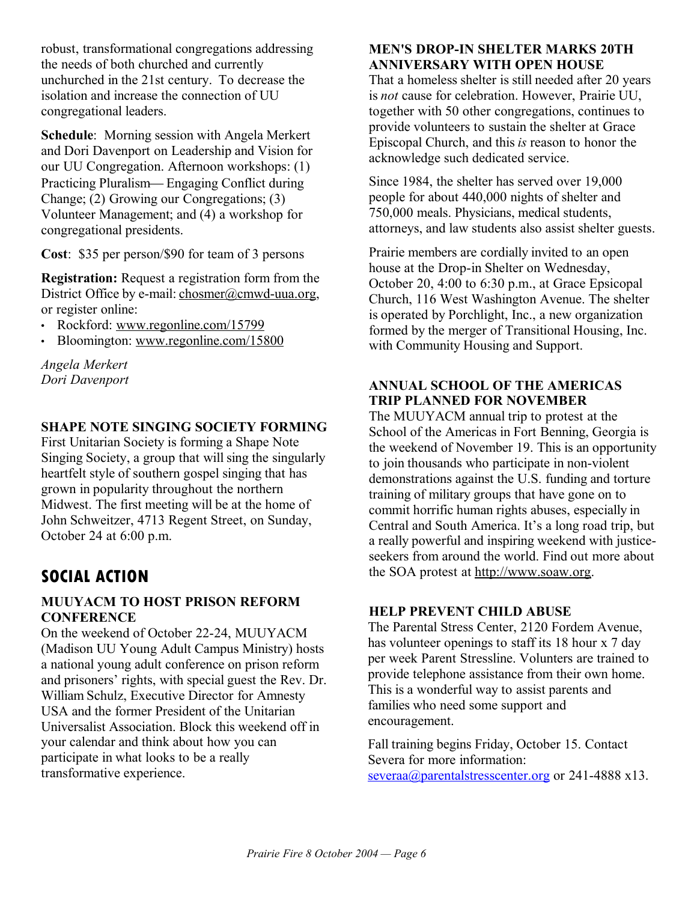robust, transformational congregations addressing the needs of both churched and currently unchurched in the 21st century. To decrease the isolation and increase the connection of UU congregational leaders.

**Schedule**: Morning session with Angela Merkert and Dori Davenport on Leadership and Vision for our UU Congregation. Afternoon workshops: (1) Practicing Pluralism— Engaging Conflict during Change; (2) Growing our Congregations; (3) Volunteer Management; and (4) a workshop for congregational presidents.

**Cost**: $35 per person/$90 for team of 3 persons

**Registration:** Request a registration form from the District Office by e-mail: chosmer@cmwd-uua.org, or register online:

- Rockford: www.regonline.com/15799
- Bloomington: www.regonline.com/15800

*Angela Merkert*
*Dori Davenport*

### SHAPE NOTE SINGING SOCIETY FORMING

First Unitarian Society is forming a Shape Note Singing Society, a group that will sing the singularly heartfelt style of southern gospel singing that has grown in popularity throughout the northern Midwest. The first meeting will be at the home of John Schweitzer, 4713 Regent Street, on Sunday, October 24 at 6:00 p.m.

## SOCIAL ACTION

### MUUYACM TO HOST PRISON REFORM CONFERENCE

On the weekend of October 22-24, MUUYACM (Madison UU Young Adult Campus Ministry) hosts a national young adult conference on prison reform and prisoners' rights, with special guest the Rev. Dr. William Schulz, Executive Director for Amnesty USA and the former President of the Unitarian Universalist Association. Block this weekend off in your calendar and think about how you can participate in what looks to be a really transformative experience.

### MEN'S DROP-IN SHELTER MARKS 20TH ANNIVERSARY WITH OPEN HOUSE

That a homeless shelter is still needed after 20 years is *not* cause for celebration. However, Prairie UU, together with 50 other congregations, continues to provide volunteers to sustain the shelter at Grace Episcopal Church, and this *is* reason to honor the acknowledge such dedicated service.

Since 1984, the shelter has served over 19,000 people for about 440,000 nights of shelter and 750,000 meals. Physicians, medical students, attorneys, and law students also assist shelter guests.

Prairie members are cordially invited to an open house at the Drop-in Shelter on Wednesday, October 20, 4:00 to 6:30 p.m., at Grace Epsicopal Church, 116 West Washington Avenue. The shelter is operated by Porchlight, Inc., a new organization formed by the merger of Transitional Housing, Inc. with Community Housing and Support.

### ANNUAL SCHOOL OF THE AMERICAS TRIP PLANNED FOR NOVEMBER

The MUUYACM annual trip to protest at the School of the Americas in Fort Benning, Georgia is the weekend of November 19. This is an opportunity to join thousands who participate in non-violent demonstrations against the U.S. funding and torture training of military groups that have gone on to commit horrific human rights abuses, especially in Central and South America. It's a long road trip, but a really powerful and inspiring weekend with justice-seekers from around the world. Find out more about the SOA protest at http://www.soaw.org.

### HELP PREVENT CHILD ABUSE

The Parental Stress Center, 2120 Fordem Avenue, has volunteer openings to staff its 18 hour x 7 day per week Parent Stressline. Volunteers are trained to provide telephone assistance from their own home. This is a wonderful way to assist parents and families who need some support and encouragement.

Fall training begins Friday, October 15. Contact Severa for more information: severaa@parentalstresscenter.org or 241-4888 x13.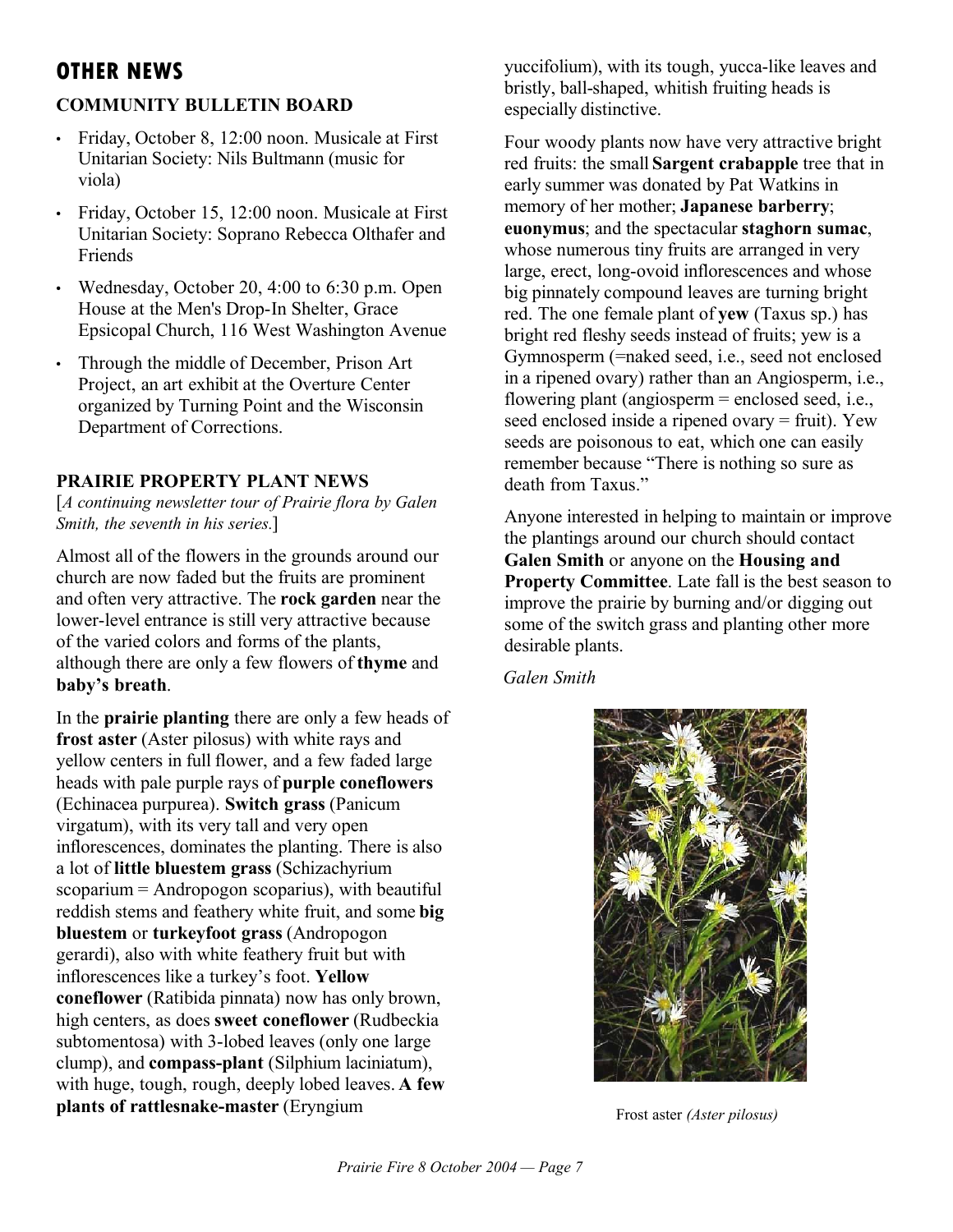# OTHER NEWS

## COMMUNITY BULLETIN BOARD

- Friday, October 8, 12:00 noon. Musicale at First Unitarian Society: Nils Bultmann (music for viola)
- Friday, October 15, 12:00 noon. Musicale at First Unitarian Society: Soprano Rebecca Olthafer and Friends
- Wednesday, October 20, 4:00 to 6:30 p.m. Open House at the Men's Drop-In Shelter, Grace Epsicopal Church, 116 West Washington Avenue
- Through the middle of December, Prison Art Project, an art exhibit at the Overture Center organized by Turning Point and the Wisconsin Department of Corrections.

## PRAIRIE PROPERTY PLANT NEWS

[*A continuing newsletter tour of Prairie flora by Galen Smith, the seventh in his series.*]

Almost all of the flowers in the grounds around our church are now faded but the fruits are prominent and often very attractive. The **rock garden** near the lower-level entrance is still very attractive because of the varied colors and forms of the plants, although there are only a few flowers of **thyme** and **baby's breath**.

In the **prairie planting** there are only a few heads of **frost aster** (Aster pilosus) with white rays and yellow centers in full flower, and a few faded large heads with pale purple rays of **purple coneflowers** (Echinacea purpurea). **Switch grass** (Panicum virgatum), with its very tall and very open inflorescences, dominates the planting. There is also a lot of **little bluestem grass** (Schizachyrium scoparium = Andropogon scoparius), with beautiful reddish stems and feathery white fruit, and some **big bluestem** or **turkeyfoot grass** (Andropogon gerardi), also with white feathery fruit but with inflorescences like a turkey's foot. **Yellow coneflower** (Ratibida pinnata) now has only brown, high centers, as does **sweet coneflower** (Rudbeckia subtomentosa) with 3-lobed leaves (only one large clump), and **compass-plant** (Silphium laciniatum), with huge, tough, rough, deeply lobed leaves. **A few plants of rattlesnake-master** (Eryngium yuccifolium), with its tough, yucca-like leaves and bristly, ball-shaped, whitish fruiting heads is especially distinctive.

Four woody plants now have very attractive bright red fruits: the small **Sargent crabapple** tree that in early summer was donated by Pat Watkins in memory of her mother; **Japanese barberry**; **euonymus**; and the spectacular **staghorn sumac**, whose numerous tiny fruits are arranged in very large, erect, long-ovoid inflorescences and whose big pinnately compound leaves are turning bright red. The one female plant of **yew** (Taxus sp.) has bright red fleshy seeds instead of fruits; yew is a Gymnosperm (=naked seed, i.e., seed not enclosed in a ripened ovary) rather than an Angiosperm, i.e., flowering plant (angiosperm = enclosed seed, i.e., seed enclosed inside a ripened ovary = fruit). Yew seeds are poisonous to eat, which one can easily remember because "There is nothing so sure as death from Taxus."

Anyone interested in helping to maintain or improve the plantings around our church should contact **Galen Smith** or anyone on the **Housing and Property Committee**. Late fall is the best season to improve the prairie by burning and/or digging out some of the switch grass and planting other more desirable plants.

*Galen Smith*

Frost aster *(Aster pilosus)*